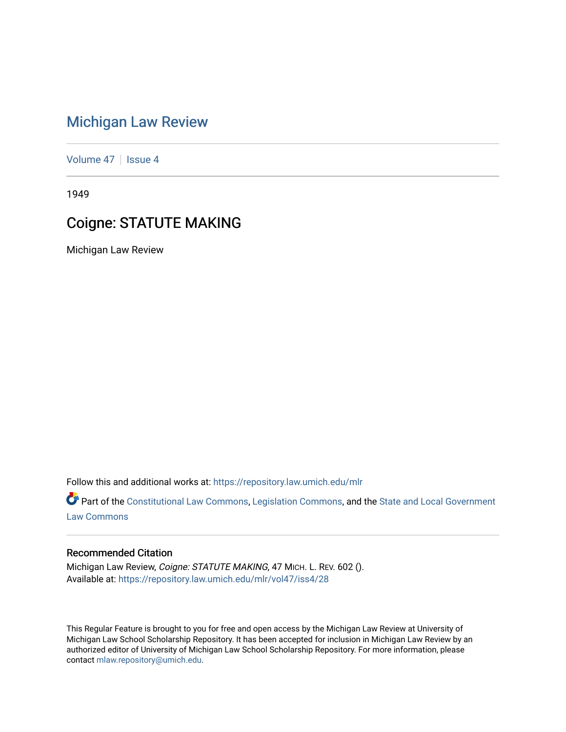# Michigan Law Review

Volume 47 | Issue 4

1949

## Coigne: STATUTE MAKING

Michigan Law Review

Follow this and additional works at: https://repository.law.umich.edu/mlr

Part of the Constitutional Law Commons, Legislation Commons, and the State and Local Government Law Commons

### Recommended Citation

Michigan Law Review, *Coigne: STATUTE MAKING*, 47 MICH. L. REV. 602 ().
Available at: https://repository.law.umich.edu/mlr/vol47/iss4/28

This Regular Feature is brought to you for free and open access by the Michigan Law Review at University of Michigan Law School Scholarship Repository. It has been accepted for inclusion in Michigan Law Review by an authorized editor of University of Michigan Law School Scholarship Repository. For more information, please contact mlaw.repository@umich.edu.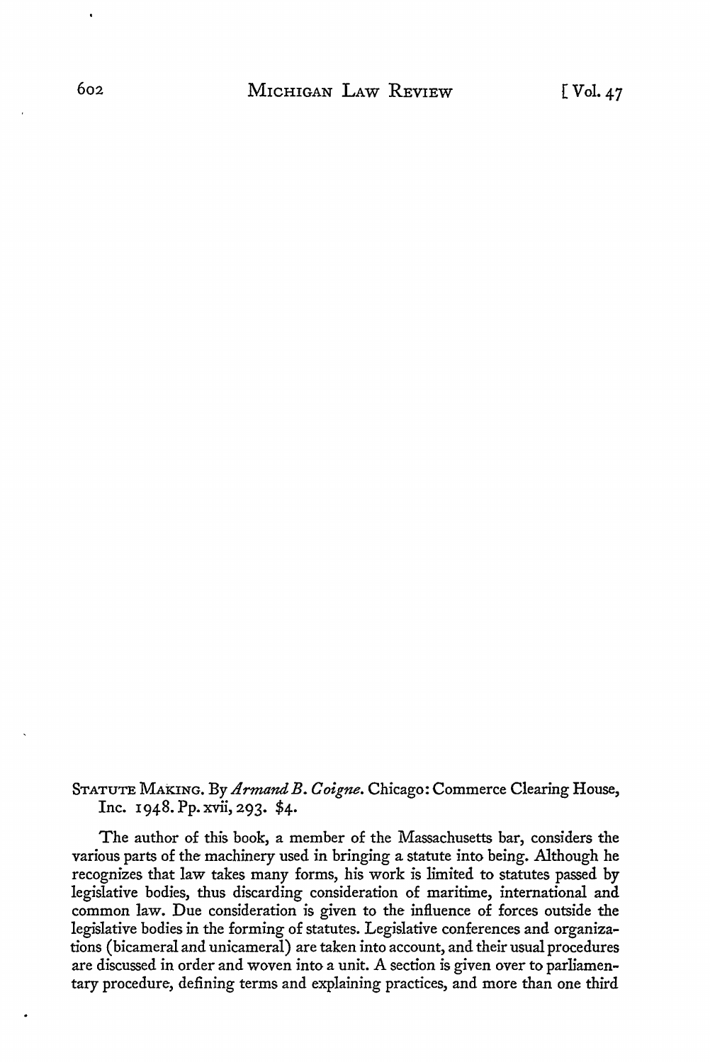STATUTE MAKING. By *Armand B. Coigne*. Chicago: Commerce Clearing House, Inc. 1948. Pp. xvii, 293. $4.

The author of this book, a member of the Massachusetts bar, considers the various parts of the machinery used in bringing a statute into being. Although he recognizes that law takes many forms, his work is limited to statutes passed by legislative bodies, thus discarding consideration of maritime, international and common law. Due consideration is given to the influence of forces outside the legislative bodies in the forming of statutes. Legislative conferences and organizations (bicameral and unicameral) are taken into account, and their usual procedures are discussed in order and woven into a unit. A section is given over to parliamentary procedure, defining terms and explaining practices, and more than one third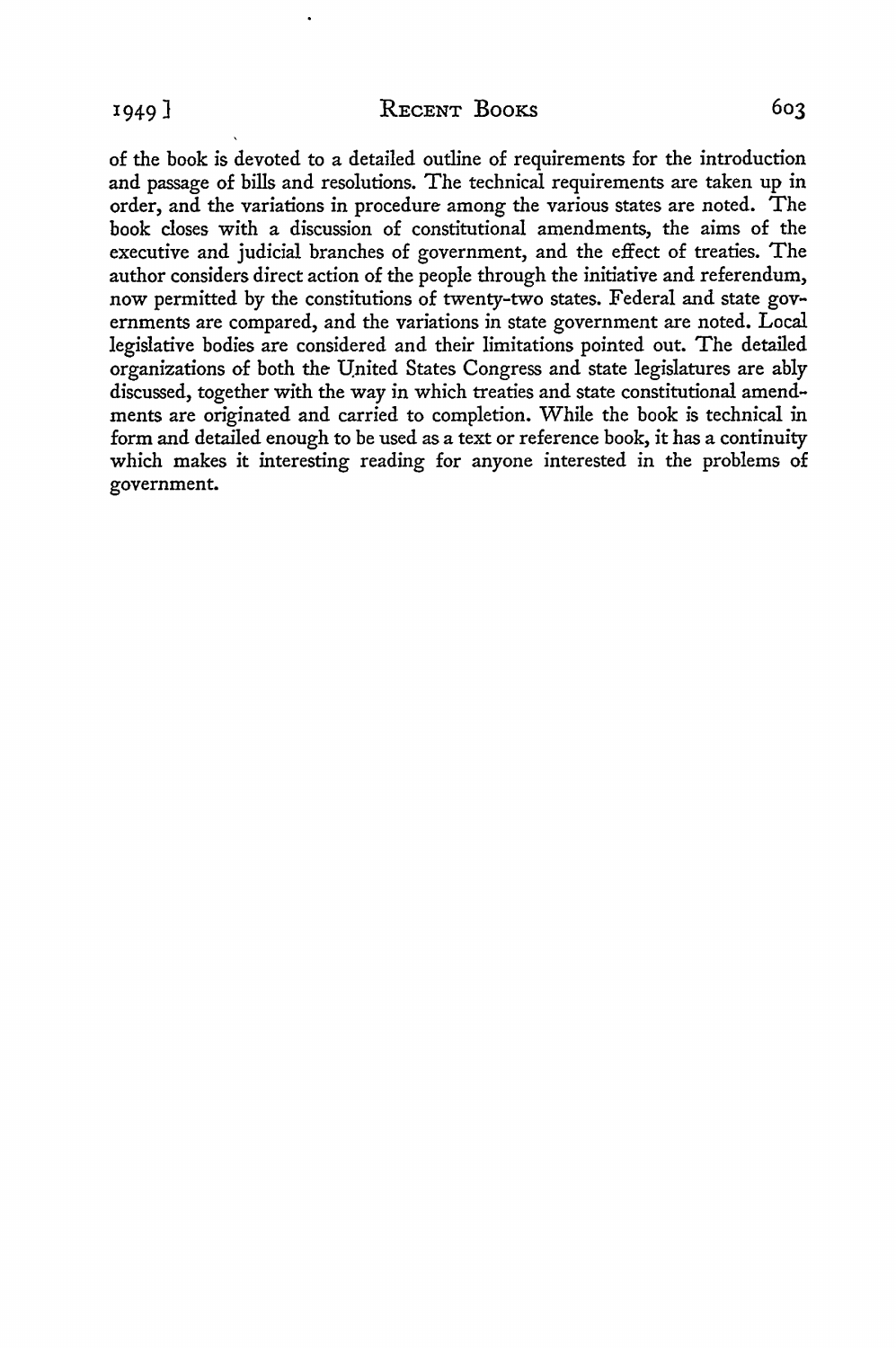of the book is devoted to a detailed outline of requirements for the introduction and passage of bills and resolutions. The technical requirements are taken up in order, and the variations in procedure among the various states are noted. The book closes with a discussion of constitutional amendments, the aims of the executive and judicial branches of government, and the effect of treaties. The author considers direct action of the people through the initiative and referendum, now permitted by the constitutions of twenty-two states. Federal and state governments are compared, and the variations in state government are noted. Local legislative bodies are considered and their limitations pointed out. The detailed organizations of both the United States Congress and state legislatures are ably discussed, together with the way in which treaties and state constitutional amendments are originated and carried to completion. While the book is technical in form and detailed enough to be used as a text or reference book, it has a continuity which makes it interesting reading for anyone interested in the problems of government.